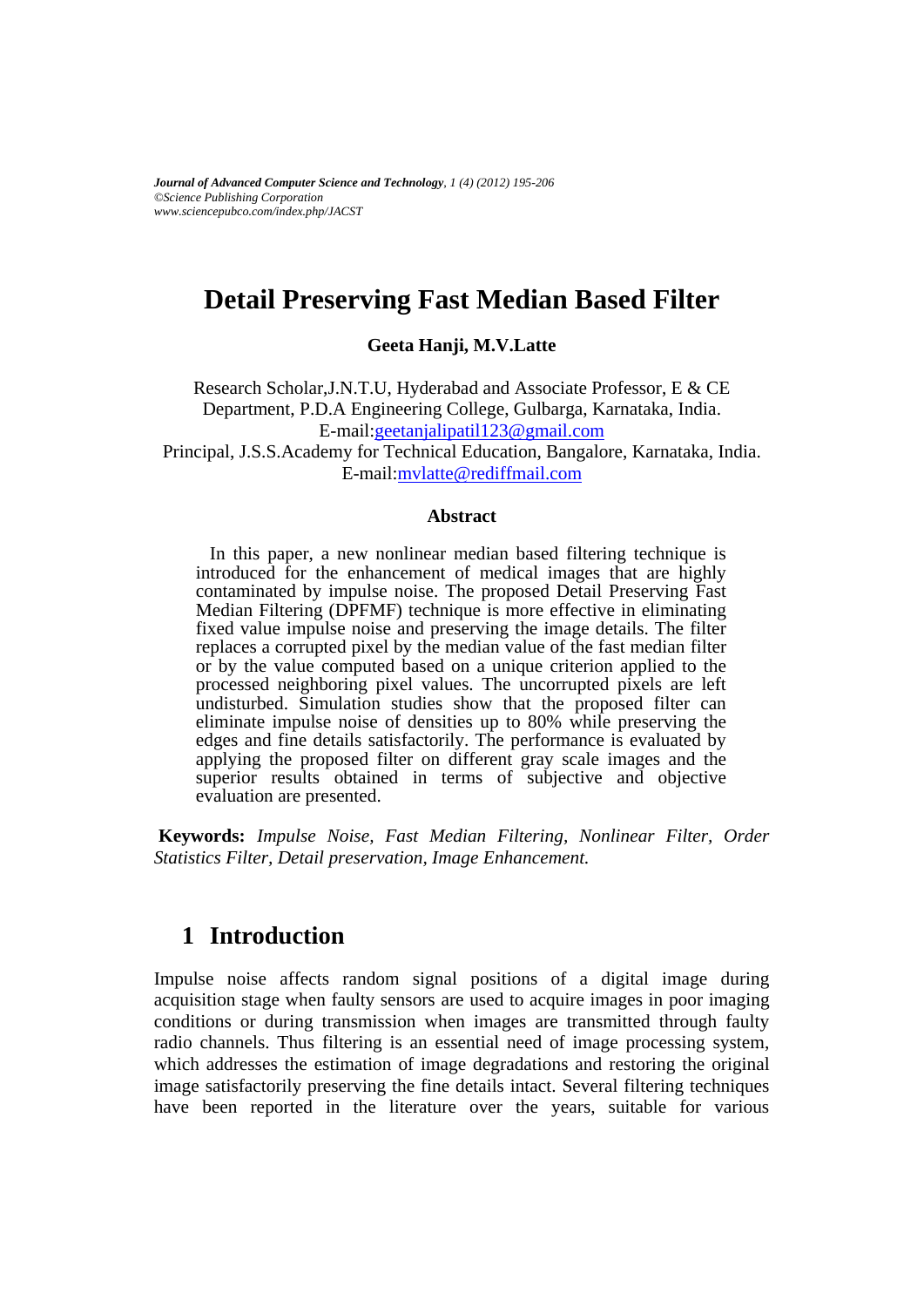# Detail Preserving Fast Median Based Filter

**Geeta Hanji, M.V.Latte**

Research Scholar,J.N.T.U, Hyderabad and Associate Professor, E & CE Department, P.D.A Engineering College, Gulbarga, Karnataka, India.
E-mail:geetanjalipatil123@gmail.com
Principal, J.S.S.Academy for Technical Education, Bangalore, Karnataka, India.
E-mail:mvlatte@rediffmail.com

### Abstract

In this paper, a new nonlinear median based filtering technique is introduced for the enhancement of medical images that are highly contaminated by impulse noise. The proposed Detail Preserving Fast Median Filtering (DPFMF) technique is more effective in eliminating fixed value impulse noise and preserving the image details. The filter replaces a corrupted pixel by the median value of the fast median filter or by the value computed based on a unique criterion applied to the processed neighboring pixel values. The uncorrupted pixels are left undisturbed. Simulation studies show that the proposed filter can eliminate impulse noise of densities up to 80% while preserving the edges and fine details satisfactorily. The performance is evaluated by applying the proposed filter on different gray scale images and the superior results obtained in terms of subjective and objective evaluation are presented.

**Keywords:** *Impulse Noise, Fast Median Filtering, Nonlinear Filter, Order Statistics Filter, Detail preservation, Image Enhancement.*

## 1 Introduction

Impulse noise affects random signal positions of a digital image during acquisition stage when faulty sensors are used to acquire images in poor imaging conditions or during transmission when images are transmitted through faulty radio channels. Thus filtering is an essential need of image processing system, which addresses the estimation of image degradations and restoring the original image satisfactorily preserving the fine details intact. Several filtering techniques have been reported in the literature over the years, suitable for various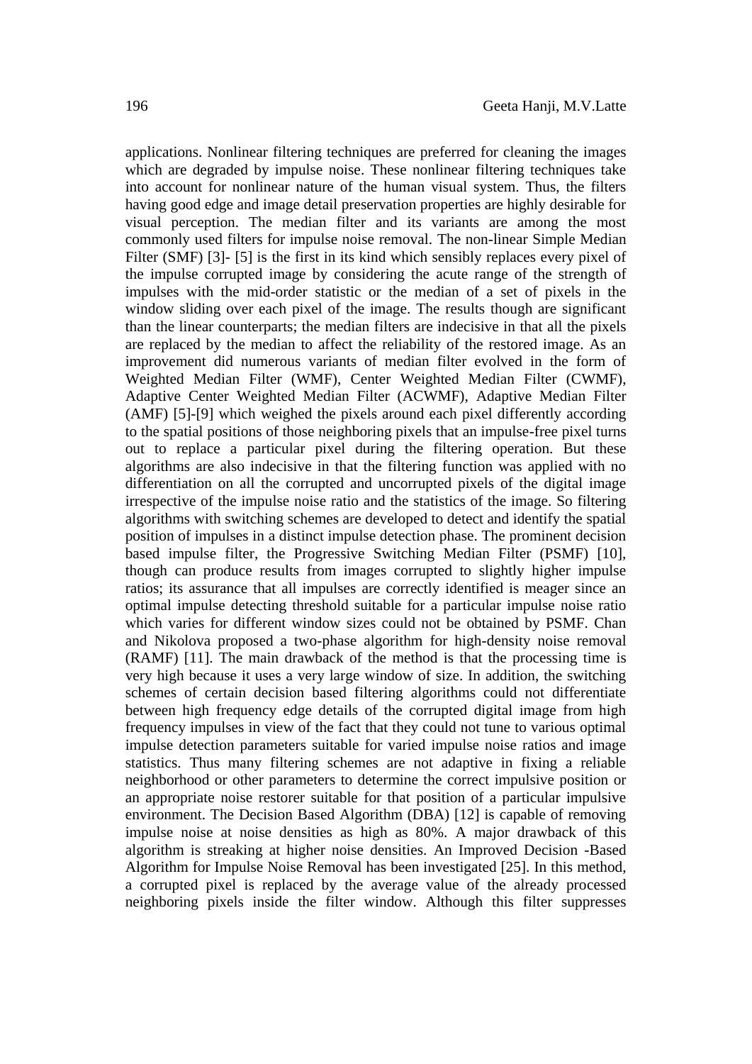applications. Nonlinear filtering techniques are preferred for cleaning the images which are degraded by impulse noise. These nonlinear filtering techniques take into account for nonlinear nature of the human visual system. Thus, the filters having good edge and image detail preservation properties are highly desirable for visual perception. The median filter and its variants are among the most commonly used filters for impulse noise removal. The non-linear Simple Median Filter (SMF) [3]- [5] is the first in its kind which sensibly replaces every pixel of the impulse corrupted image by considering the acute range of the strength of impulses with the mid-order statistic or the median of a set of pixels in the window sliding over each pixel of the image. The results though are significant than the linear counterparts; the median filters are indecisive in that all the pixels are replaced by the median to affect the reliability of the restored image. As an improvement did numerous variants of median filter evolved in the form of Weighted Median Filter (WMF), Center Weighted Median Filter (CWMF), Adaptive Center Weighted Median Filter (ACWMF), Adaptive Median Filter (AMF) [5]-[9] which weighed the pixels around each pixel differently according to the spatial positions of those neighboring pixels that an impulse-free pixel turns out to replace a particular pixel during the filtering operation. But these algorithms are also indecisive in that the filtering function was applied with no differentiation on all the corrupted and uncorrupted pixels of the digital image irrespective of the impulse noise ratio and the statistics of the image. So filtering algorithms with switching schemes are developed to detect and identify the spatial position of impulses in a distinct impulse detection phase. The prominent decision based impulse filter, the Progressive Switching Median Filter (PSMF) [10], though can produce results from images corrupted to slightly higher impulse ratios; its assurance that all impulses are correctly identified is meager since an optimal impulse detecting threshold suitable for a particular impulse noise ratio which varies for different window sizes could not be obtained by PSMF. Chan and Nikolova proposed a two-phase algorithm for high-density noise removal (RAMF) [11]. The main drawback of the method is that the processing time is very high because it uses a very large window of size. In addition, the switching schemes of certain decision based filtering algorithms could not differentiate between high frequency edge details of the corrupted digital image from high frequency impulses in view of the fact that they could not tune to various optimal impulse detection parameters suitable for varied impulse noise ratios and image statistics. Thus many filtering schemes are not adaptive in fixing a reliable neighborhood or other parameters to determine the correct impulsive position or an appropriate noise restorer suitable for that position of a particular impulsive environment. The Decision Based Algorithm (DBA) [12] is capable of removing impulse noise at noise densities as high as 80%. A major drawback of this algorithm is streaking at higher noise densities. An Improved Decision -Based Algorithm for Impulse Noise Removal has been investigated [25]. In this method, a corrupted pixel is replaced by the average value of the already processed neighboring pixels inside the filter window. Although this filter suppresses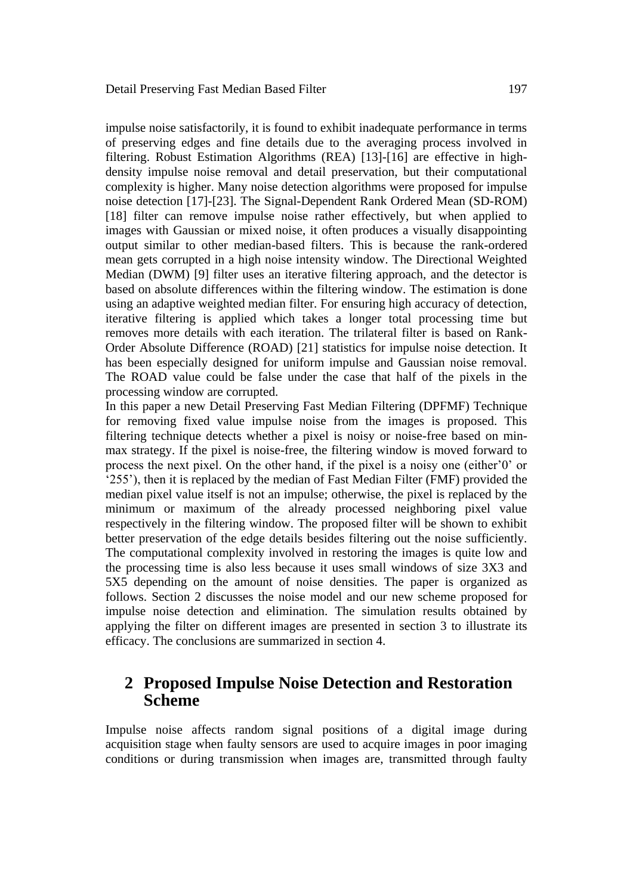impulse noise satisfactorily, it is found to exhibit inadequate performance in terms of preserving edges and fine details due to the averaging process involved in filtering. Robust Estimation Algorithms (REA) [13]-[16] are effective in high-density impulse noise removal and detail preservation, but their computational complexity is higher. Many noise detection algorithms were proposed for impulse noise detection [17]-[23]. The Signal-Dependent Rank Ordered Mean (SD-ROM) [18] filter can remove impulse noise rather effectively, but when applied to images with Gaussian or mixed noise, it often produces a visually disappointing output similar to other median-based filters. This is because the rank-ordered mean gets corrupted in a high noise intensity window. The Directional Weighted Median (DWM) [9] filter uses an iterative filtering approach, and the detector is based on absolute differences within the filtering window. The estimation is done using an adaptive weighted median filter. For ensuring high accuracy of detection, iterative filtering is applied which takes a longer total processing time but removes more details with each iteration. The trilateral filter is based on Rank-Order Absolute Difference (ROAD) [21] statistics for impulse noise detection. It has been especially designed for uniform impulse and Gaussian noise removal. The ROAD value could be false under the case that half of the pixels in the processing window are corrupted.

In this paper a new Detail Preserving Fast Median Filtering (DPFMF) Technique for removing fixed value impulse noise from the images is proposed. This filtering technique detects whether a pixel is noisy or noise-free based on min-max strategy. If the pixel is noise-free, the filtering window is moved forward to process the next pixel. On the other hand, if the pixel is a noisy one (either'0' or '255'), then it is replaced by the median of Fast Median Filter (FMF) provided the median pixel value itself is not an impulse; otherwise, the pixel is replaced by the minimum or maximum of the already processed neighboring pixel value respectively in the filtering window. The proposed filter will be shown to exhibit better preservation of the edge details besides filtering out the noise sufficiently. The computational complexity involved in restoring the images is quite low and the processing time is also less because it uses small windows of size 3X3 and 5X5 depending on the amount of noise densities. The paper is organized as follows. Section 2 discusses the noise model and our new scheme proposed for impulse noise detection and elimination. The simulation results obtained by applying the filter on different images are presented in section 3 to illustrate its efficacy. The conclusions are summarized in section 4.

## 2 Proposed Impulse Noise Detection and Restoration Scheme

Impulse noise affects random signal positions of a digital image during acquisition stage when faulty sensors are used to acquire images in poor imaging conditions or during transmission when images are, transmitted through faulty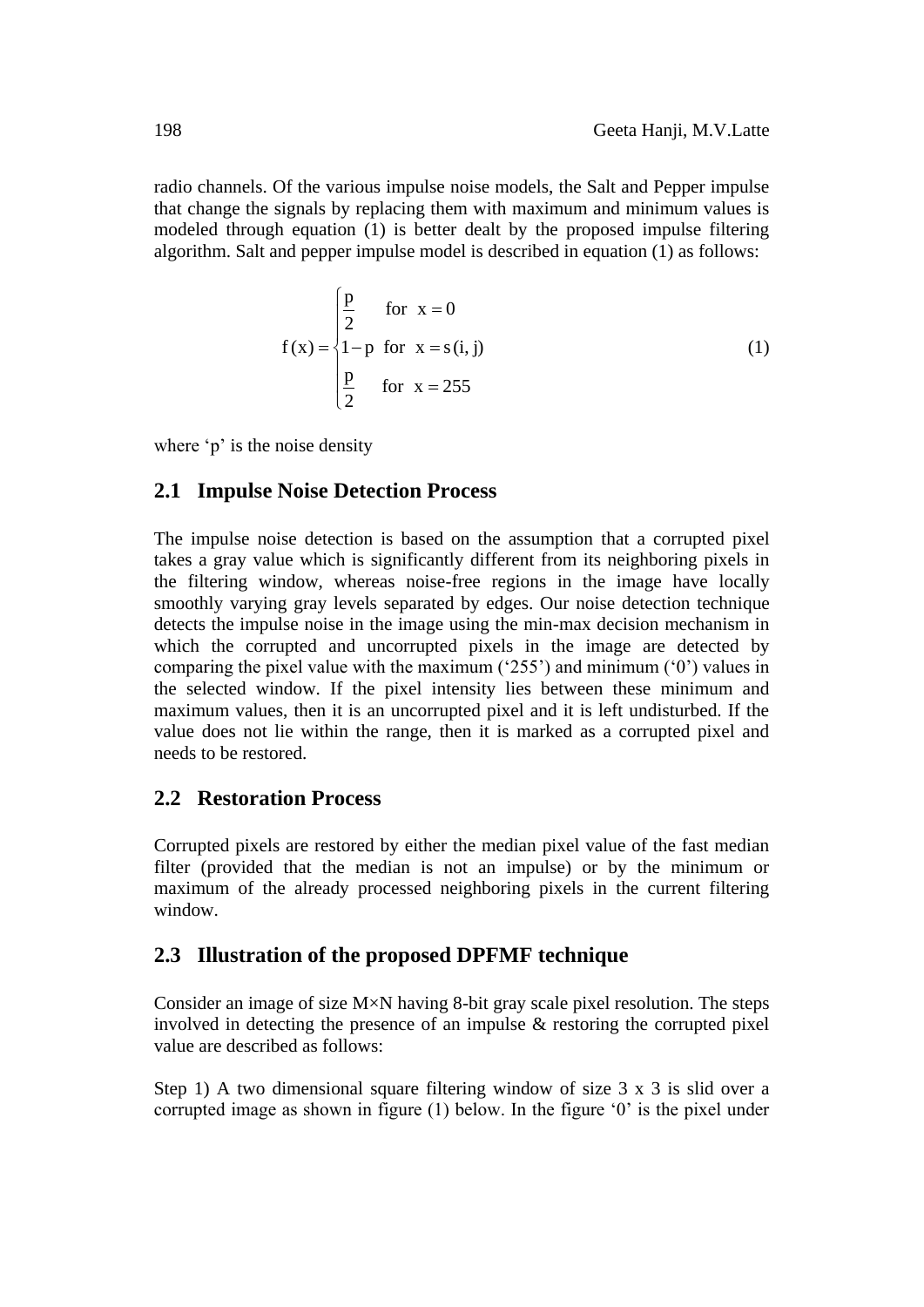radio channels. Of the various impulse noise models, the Salt and Pepper impulse that change the signals by replacing them with maximum and minimum values is modeled through equation (1) is better dealt by the proposed impulse filtering algorithm. Salt and pepper impulse model is described in equation (1) as follows:

$$
f(x) = \begin{cases} \frac{p}{2} & \text{for } x = 0 \\ 1-p & \text{for } x = s(i,j) \\ \frac{p}{2} & \text{for } x = 255 \end{cases} \tag{1}
$$

where 'p' is the noise density

### 2.1 Impulse Noise Detection Process

The impulse noise detection is based on the assumption that a corrupted pixel takes a gray value which is significantly different from its neighboring pixels in the filtering window, whereas noise-free regions in the image have locally smoothly varying gray levels separated by edges. Our noise detection technique detects the impulse noise in the image using the min-max decision mechanism in which the corrupted and uncorrupted pixels in the image are detected by comparing the pixel value with the maximum ('255') and minimum ('0') values in the selected window. If the pixel intensity lies between these minimum and maximum values, then it is an uncorrupted pixel and it is left undisturbed. If the value does not lie within the range, then it is marked as a corrupted pixel and needs to be restored.

### 2.2 Restoration Process

Corrupted pixels are restored by either the median pixel value of the fast median filter (provided that the median is not an impulse) or by the minimum or maximum of the already processed neighboring pixels in the current filtering window.

### 2.3 Illustration of the proposed DPFMF technique

Consider an image of size M×N having 8-bit gray scale pixel resolution. The steps involved in detecting the presence of an impulse & restoring the corrupted pixel value are described as follows:

Step 1) A two dimensional square filtering window of size 3 x 3 is slid over a corrupted image as shown in figure (1) below. In the figure '0' is the pixel under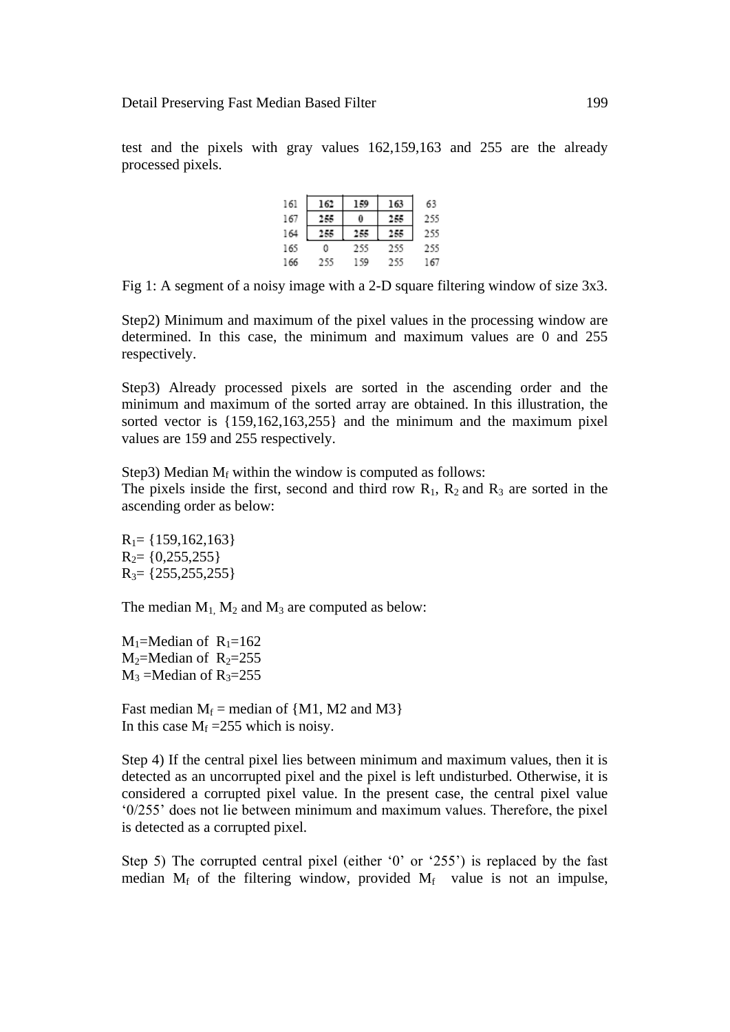test and the pixels with gray values 162,159,163 and 255 are the already processed pixels.

| | | | | |
|---|---|---|---|---|
| 161 | **162** | **159** | **163** | 63 |
| 167 | **255** | **0** | **255** | 255 |
| 164 | **255** | **255** | **255** | 255 |
| 165 | 0 | 255 | 255 | 255 |
| 166 | 255 | 159 | 255 | 167 |

Fig 1: A segment of a noisy image with a 2-D square filtering window of size 3x3.

Step2) Minimum and maximum of the pixel values in the processing window are determined. In this case, the minimum and maximum values are 0 and 255 respectively.

Step3) Already processed pixels are sorted in the ascending order and the minimum and maximum of the sorted array are obtained. In this illustration, the sorted vector is {159,162,163,255} and the minimum and the maximum pixel values are 159 and 255 respectively.

Step3) Median $M_f$ within the window is computed as follows:
The pixels inside the first, second and third row $R_1$, $R_2$ and $R_3$ are sorted in the ascending order as below:

$R_1$= {159,162,163}
$R_2$= {0,255,255}
$R_3$= {255,255,255}

The median $M_1$, $M_2$ and $M_3$ are computed as below:

$M_1$=Median of $R_1$=162
$M_2$=Median of $R_2$=255
$M_3$ =Median of $R_3$=255

Fast median $M_f$ = median of {M1, M2 and M3}
In this case $M_f$ =255 which is noisy.

Step 4) If the central pixel lies between minimum and maximum values, then it is detected as an uncorrupted pixel and the pixel is left undisturbed. Otherwise, it is considered a corrupted pixel value. In the present case, the central pixel value '0/255' does not lie between minimum and maximum values. Therefore, the pixel is detected as a corrupted pixel.

Step 5) The corrupted central pixel (either '0' or '255') is replaced by the fast median $M_f$ of the filtering window, provided $M_f$ value is not an impulse,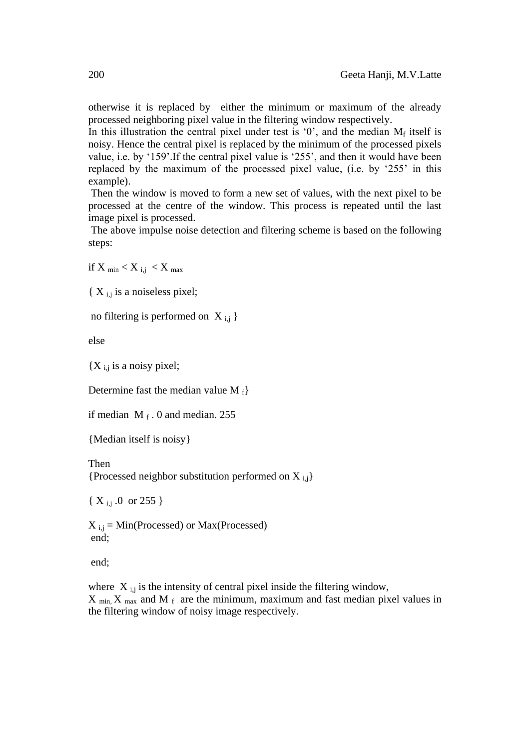otherwise it is replaced by either the minimum or maximum of the already processed neighboring pixel value in the filtering window respectively.
In this illustration the central pixel under test is '0', and the median $M_f$ itself is noisy. Hence the central pixel is replaced by the minimum of the processed pixels value, i.e. by '159'.If the central pixel value is '255', and then it would have been replaced by the maximum of the processed pixel value, (i.e. by '255' in this example).
Then the window is moved to form a new set of values, with the next pixel to be processed at the centre of the window. This process is repeated until the last image pixel is processed.
The above impulse noise detection and filtering scheme is based on the following steps:

if $X_{min} < X_{i,j} < X_{max}$

{ $X_{i,j}$ is a noiseless pixel;

no filtering is performed on $X_{i,j}$ }

else

{$X_{i,j}$ is a noisy pixel;

Determine fast the median value $M_f$}

if median $M_f$ . 0 and median. 255

{Median itself is noisy}

Then
{Processed neighbor substitution performed on $X_{i,j}$}

{ $X_{i,j}$ .0 or 255 }

$X_{i,j}$ = Min(Processed) or Max(Processed)
end;

end;

where $X_{i,j}$ is the intensity of central pixel inside the filtering window,
$X_{min}$, $X_{max}$ and $M_f$ are the minimum, maximum and fast median pixel values in the filtering window of noisy image respectively.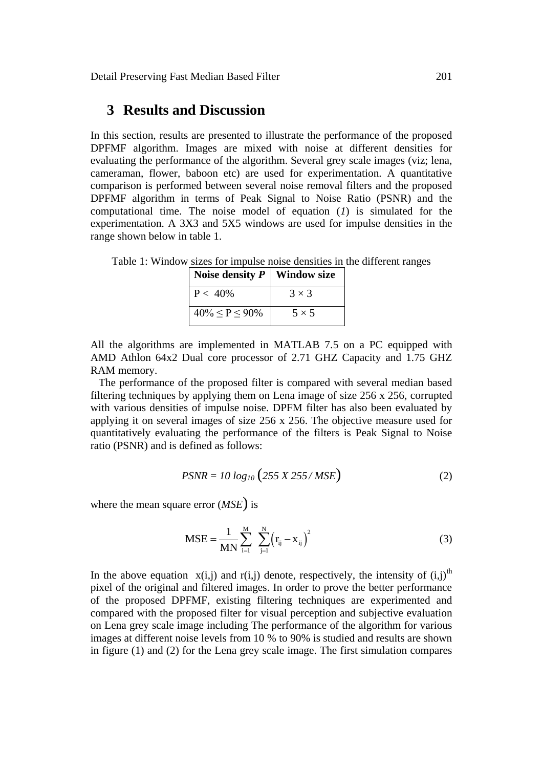## 3 Results and Discussion

In this section, results are presented to illustrate the performance of the proposed DPFMF algorithm. Images are mixed with noise at different densities for evaluating the performance of the algorithm. Several grey scale images (viz; lena, cameraman, flower, baboon etc) are used for experimentation. A quantitative comparison is performed between several noise removal filters and the proposed DPFMF algorithm in terms of Peak Signal to Noise Ratio (PSNR) and the computational time. The noise model of equation (*1*) is simulated for the experimentation. A 3X3 and 5X5 windows are used for impulse densities in the range shown below in table 1.

Table 1: Window sizes for impulse noise densities in the different ranges

| Noise density *P* | Window size |
|---|---|
| $P < 40\%$ | $3 \times 3$ |
| $40\% \leq P \leq 90\%$ | $5 \times 5$ |

All the algorithms are implemented in MATLAB 7.5 on a PC equipped with AMD Athlon 64x2 Dual core processor of 2.71 GHZ Capacity and 1.75 GHZ RAM memory.

The performance of the proposed filter is compared with several median based filtering techniques by applying them on Lena image of size 256 x 256, corrupted with various densities of impulse noise. DPFM filter has also been evaluated by applying it on several images of size 256 x 256. The objective measure used for quantitatively evaluating the performance of the filters is Peak Signal to Noise ratio (PSNR) and is defined as follows:

$$PSNR = 10 \log_{10} \left( 255 X 255 / MSE \right) \tag{2}$$

where the mean square error ($MSE$) is

$$\mathrm{MSE} = \frac{1}{\mathrm{MN}} \sum_{i=1}^{M} \sum_{j=1}^{N} \left( r_{ij} - x_{ij} \right)^2 \tag{3}$$

In the above equation $x(i,j)$ and $r(i,j)$ denote, respectively, the intensity of $(i,j)^{th}$ pixel of the original and filtered images. In order to prove the better performance of the proposed DPFMF, existing filtering techniques are experimented and compared with the proposed filter for visual perception and subjective evaluation on Lena grey scale image including The performance of the algorithm for various images at different noise levels from 10 % to 90% is studied and results are shown in figure (1) and (2) for the Lena grey scale image. The first simulation compares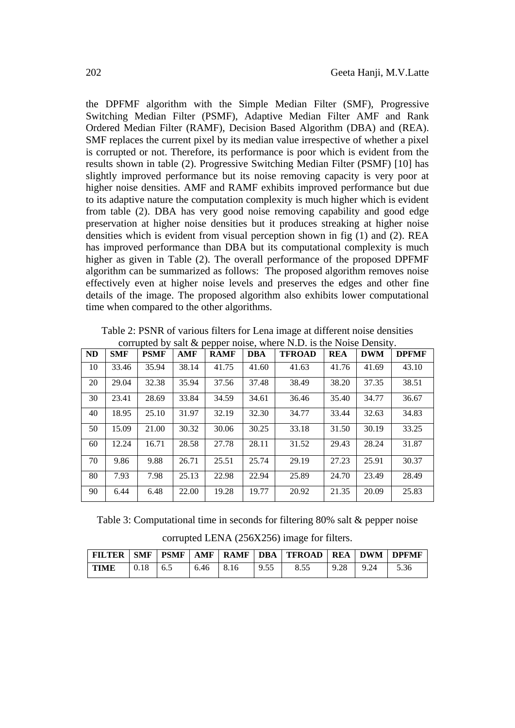the DPFMF algorithm with the Simple Median Filter (SMF), Progressive Switching Median Filter (PSMF), Adaptive Median Filter AMF and Rank Ordered Median Filter (RAMF), Decision Based Algorithm (DBA) and (REA). SMF replaces the current pixel by its median value irrespective of whether a pixel is corrupted or not. Therefore, its performance is poor which is evident from the results shown in table (2). Progressive Switching Median Filter (PSMF) [10] has slightly improved performance but its noise removing capacity is very poor at higher noise densities. AMF and RAMF exhibits improved performance but due to its adaptive nature the computation complexity is much higher which is evident from table (2). DBA has very good noise removing capability and good edge preservation at higher noise densities but it produces streaking at higher noise densities which is evident from visual perception shown in fig (1) and (2). REA has improved performance than DBA but its computational complexity is much higher as given in Table (2). The overall performance of the proposed DPFMF algorithm can be summarized as follows: The proposed algorithm removes noise effectively even at higher noise levels and preserves the edges and other fine details of the image. The proposed algorithm also exhibits lower computational time when compared to the other algorithms.

Table 2: PSNR of various filters for Lena image at different noise densities corrupted by salt & pepper noise, where N.D. is the Noise Density.

| ND | SMF | PSMF | AMF | RAMF | DBA | TFROAD | REA | DWM | DPFMF |
|---|---|---|---|---|---|---|---|---|---|
| 10 | 33.46 | 35.94 | 38.14 | 41.75 | 41.60 | 41.63 | 41.76 | 41.69 | 43.10 |
| 20 | 29.04 | 32.38 | 35.94 | 37.56 | 37.48 | 38.49 | 38.20 | 37.35 | 38.51 |
| 30 | 23.41 | 28.69 | 33.84 | 34.59 | 34.61 | 36.46 | 35.40 | 34.77 | 36.67 |
| 40 | 18.95 | 25.10 | 31.97 | 32.19 | 32.30 | 34.77 | 33.44 | 32.63 | 34.83 |
| 50 | 15.09 | 21.00 | 30.32 | 30.06 | 30.25 | 33.18 | 31.50 | 30.19 | 33.25 |
| 60 | 12.24 | 16.71 | 28.58 | 27.78 | 28.11 | 31.52 | 29.43 | 28.24 | 31.87 |
| 70 | 9.86 | 9.88 | 26.71 | 25.51 | 25.74 | 29.19 | 27.23 | 25.91 | 30.37 |
| 80 | 7.93 | 7.98 | 25.13 | 22.98 | 22.94 | 25.89 | 24.70 | 23.49 | 28.49 |
| 90 | 6.44 | 6.48 | 22.00 | 19.28 | 19.77 | 20.92 | 21.35 | 20.09 | 25.83 |

Table 3: Computational time in seconds for filtering 80% salt & pepper noise corrupted LENA (256X256) image for filters.

| FILTER | SMF | PSMF | AMF | RAMF | DBA | TFROAD | REA | DWM | DPFMF |
|---|---|---|---|---|---|---|---|---|---|
| TIME | 0.18 | 6.5 | 6.46 | 8.16 | 9.55 | 8.55 | 9.28 | 9.24 | 5.36 |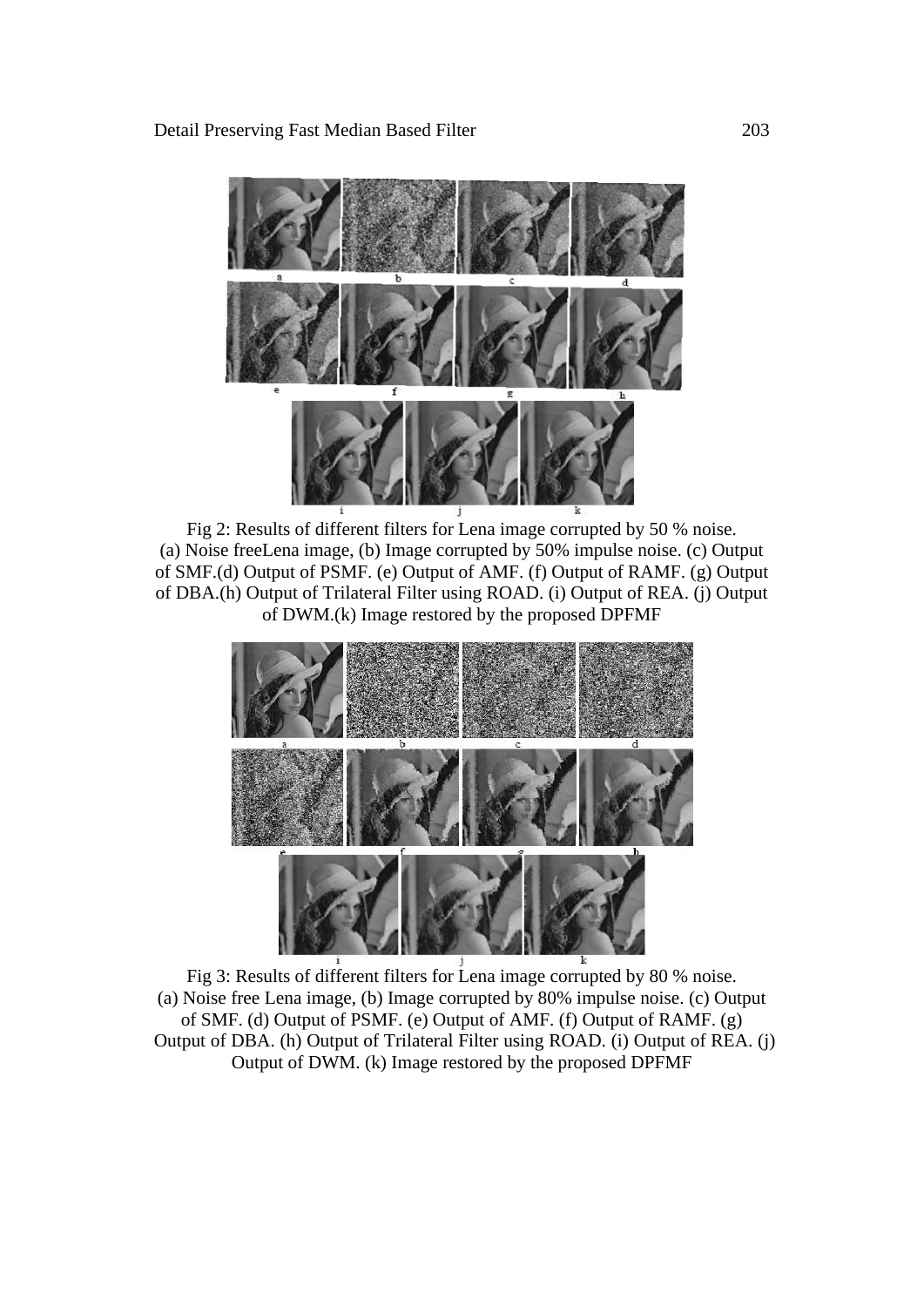Fig 2: Results of different filters for Lena image corrupted by 50 % noise. (a) Noise freeLena image, (b) Image corrupted by 50% impulse noise. (c) Output of SMF.(d) Output of PSMF. (e) Output of AMF. (f) Output of RAMF. (g) Output of DBA.(h) Output of Trilateral Filter using ROAD. (i) Output of REA. (j) Output of DWM.(k) Image restored by the proposed DPFMF

Fig 3: Results of different filters for Lena image corrupted by 80 % noise. (a) Noise free Lena image, (b) Image corrupted by 80% impulse noise. (c) Output of SMF. (d) Output of PSMF. (e) Output of AMF. (f) Output of RAMF. (g) Output of DBA. (h) Output of Trilateral Filter using ROAD. (i) Output of REA. (j) Output of DWM. (k) Image restored by the proposed DPFMF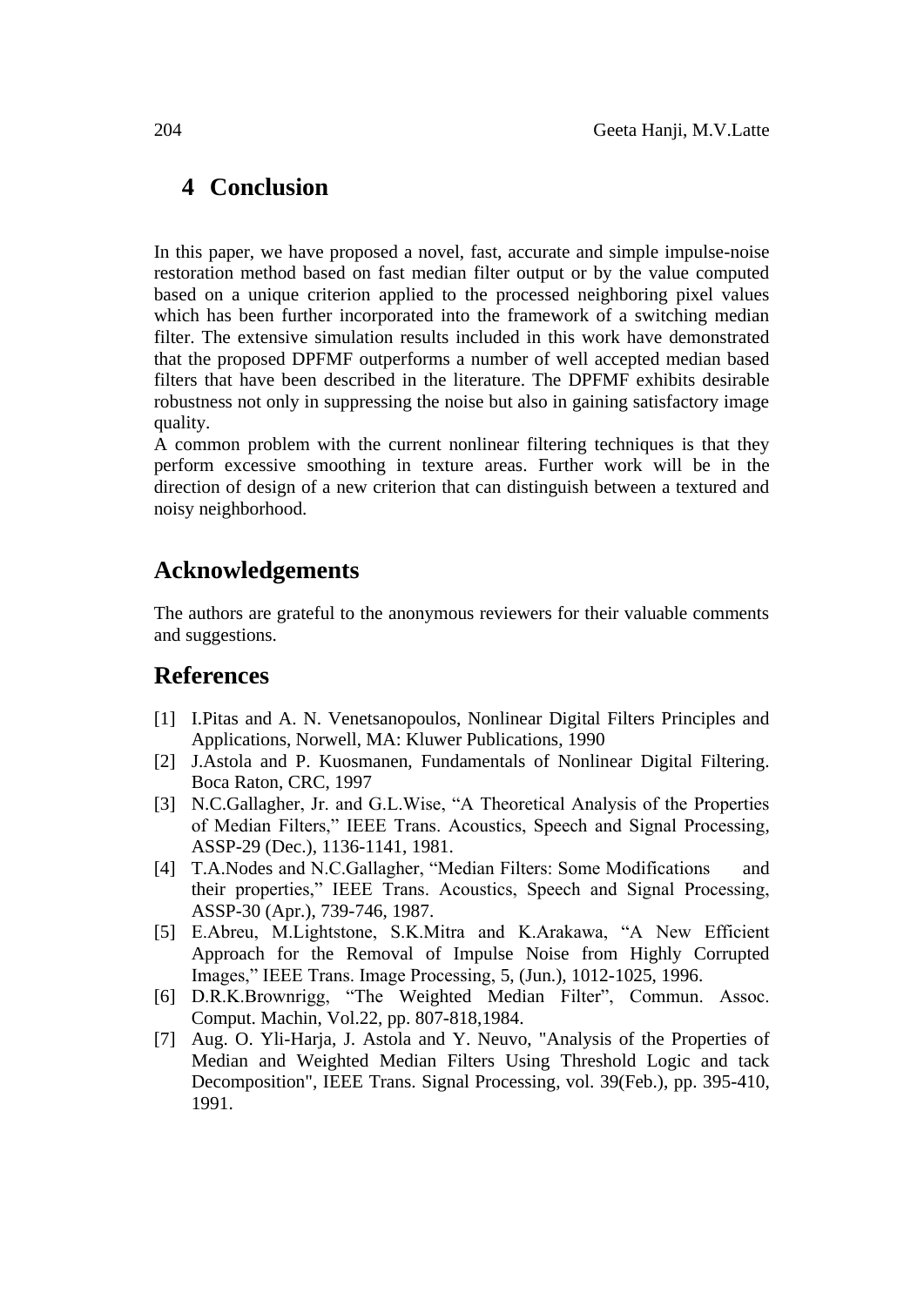## 4 Conclusion

In this paper, we have proposed a novel, fast, accurate and simple impulse-noise restoration method based on fast median filter output or by the value computed based on a unique criterion applied to the processed neighboring pixel values which has been further incorporated into the framework of a switching median filter. The extensive simulation results included in this work have demonstrated that the proposed DPFMF outperforms a number of well accepted median based filters that have been described in the literature. The DPFMF exhibits desirable robustness not only in suppressing the noise but also in gaining satisfactory image quality.

A common problem with the current nonlinear filtering techniques is that they perform excessive smoothing in texture areas. Further work will be in the direction of design of a new criterion that can distinguish between a textured and noisy neighborhood.

## Acknowledgements

The authors are grateful to the anonymous reviewers for their valuable comments and suggestions.

## References

[1] I.Pitas and A. N. Venetsanopoulos, Nonlinear Digital Filters Principles and Applications, Norwell, MA: Kluwer Publications, 1990

[2] J.Astola and P. Kuosmanen, Fundamentals of Nonlinear Digital Filtering. Boca Raton, CRC, 1997

[3] N.C.Gallagher, Jr. and G.L.Wise, "A Theoretical Analysis of the Properties of Median Filters," IEEE Trans. Acoustics, Speech and Signal Processing, ASSP-29 (Dec.), 1136-1141, 1981.

[4] T.A.Nodes and N.C.Gallagher, "Median Filters: Some Modifications and their properties," IEEE Trans. Acoustics, Speech and Signal Processing, ASSP-30 (Apr.), 739-746, 1987.

[5] E.Abreu, M.Lightstone, S.K.Mitra and K.Arakawa, "A New Efficient Approach for the Removal of Impulse Noise from Highly Corrupted Images," IEEE Trans. Image Processing, 5, (Jun.), 1012-1025, 1996.

[6] D.R.K.Brownrigg, "The Weighted Median Filter", Commun. Assoc. Comput. Machin, Vol.22, pp. 807-818,1984.

[7] Aug. O. Yli-Harja, J. Astola and Y. Neuvo, "Analysis of the Properties of Median and Weighted Median Filters Using Threshold Logic and tack Decomposition", IEEE Trans. Signal Processing, vol. 39(Feb.), pp. 395-410, 1991.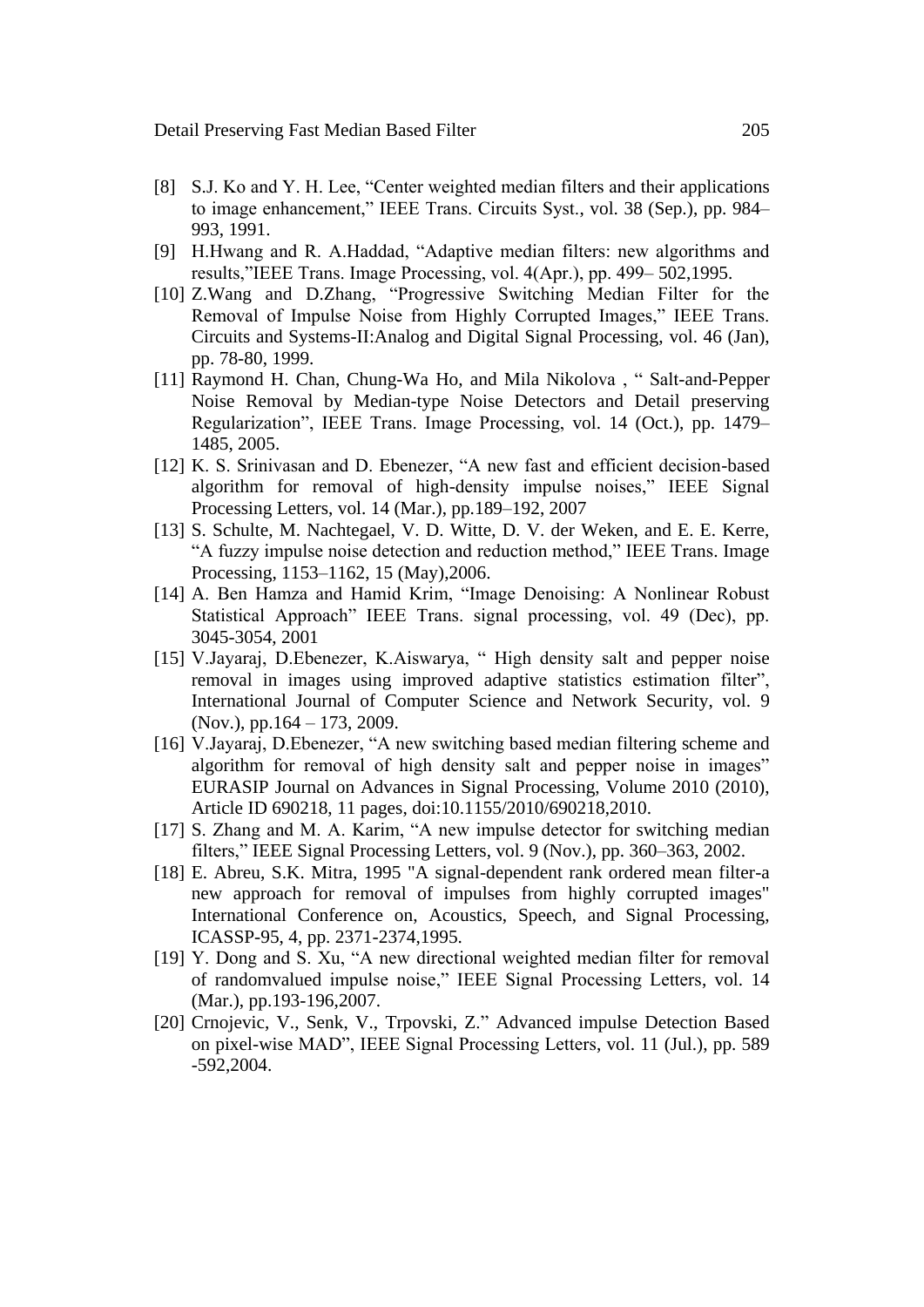[8] S.J. Ko and Y. H. Lee, "Center weighted median filters and their applications to image enhancement," IEEE Trans. Circuits Syst., vol. 38 (Sep.), pp. 984–993, 1991.

[9] H.Hwang and R. A.Haddad, "Adaptive median filters: new algorithms and results,"IEEE Trans. Image Processing, vol. 4(Apr.), pp. 499– 502,1995.

[10] Z.Wang and D.Zhang, "Progressive Switching Median Filter for the Removal of Impulse Noise from Highly Corrupted Images," IEEE Trans. Circuits and Systems-II:Analog and Digital Signal Processing, vol. 46 (Jan), pp. 78-80, 1999.

[11] Raymond H. Chan, Chung-Wa Ho, and Mila Nikolova , " Salt-and-Pepper Noise Removal by Median-type Noise Detectors and Detail preserving Regularization", IEEE Trans. Image Processing, vol. 14 (Oct.), pp. 1479–1485, 2005.

[12] K. S. Srinivasan and D. Ebenezer, "A new fast and efficient decision-based algorithm for removal of high-density impulse noises," IEEE Signal Processing Letters, vol. 14 (Mar.), pp.189–192, 2007

[13] S. Schulte, M. Nachtegael, V. D. Witte, D. V. der Weken, and E. E. Kerre, "A fuzzy impulse noise detection and reduction method," IEEE Trans. Image Processing, 1153–1162, 15 (May),2006.

[14] A. Ben Hamza and Hamid Krim, "Image Denoising: A Nonlinear Robust Statistical Approach" IEEE Trans. signal processing, vol. 49 (Dec), pp. 3045-3054, 2001

[15] V.Jayaraj, D.Ebenezer, K.Aiswarya, " High density salt and pepper noise removal in images using improved adaptive statistics estimation filter", International Journal of Computer Science and Network Security, vol. 9 (Nov.), pp.164 – 173, 2009.

[16] V.Jayaraj, D.Ebenezer, "A new switching based median filtering scheme and algorithm for removal of high density salt and pepper noise in images" EURASIP Journal on Advances in Signal Processing, Volume 2010 (2010), Article ID 690218, 11 pages, doi:10.1155/2010/690218,2010.

[17] S. Zhang and M. A. Karim, "A new impulse detector for switching median filters," IEEE Signal Processing Letters, vol. 9 (Nov.), pp. 360–363, 2002.

[18] E. Abreu, S.K. Mitra, 1995 "A signal-dependent rank ordered mean filter-a new approach for removal of impulses from highly corrupted images" International Conference on, Acoustics, Speech, and Signal Processing, ICASSP-95, 4, pp. 2371-2374,1995.

[19] Y. Dong and S. Xu, "A new directional weighted median filter for removal of randomvalued impulse noise," IEEE Signal Processing Letters, vol. 14 (Mar.), pp.193-196,2007.

[20] Crnojevic, V., Senk, V., Trpovski, Z." Advanced impulse Detection Based on pixel-wise MAD", IEEE Signal Processing Letters, vol. 11 (Jul.), pp. 589 -592,2004.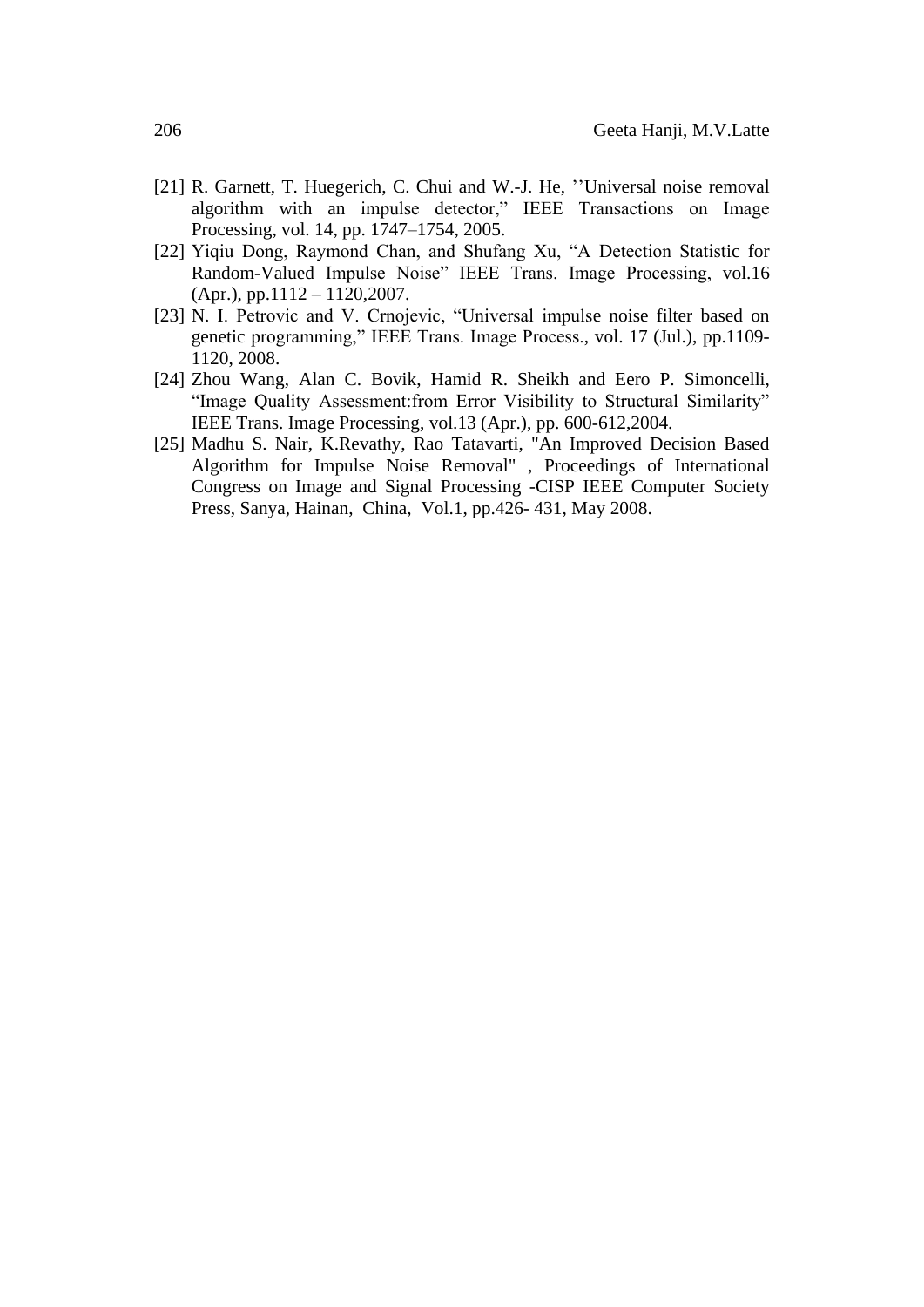[21] R. Garnett, T. Huegerich, C. Chui and W.-J. He, ’’Universal noise removal algorithm with an impulse detector,” IEEE Transactions on Image Processing, vol. 14, pp. 1747–1754, 2005.

[22] Yiqiu Dong, Raymond Chan, and Shufang Xu, “A Detection Statistic for Random-Valued Impulse Noise” IEEE Trans. Image Processing, vol.16 (Apr.), pp.1112 – 1120,2007.

[23] N. I. Petrovic and V. Crnojevic, “Universal impulse noise filter based on genetic programming,” IEEE Trans. Image Process., vol. 17 (Jul.), pp.1109-1120, 2008.

[24] Zhou Wang, Alan C. Bovik, Hamid R. Sheikh and Eero P. Simoncelli, “Image Quality Assessment:from Error Visibility to Structural Similarity” IEEE Trans. Image Processing, vol.13 (Apr.), pp. 600-612,2004.

[25] Madhu S. Nair, K.Revathy, Rao Tatavarti, "An Improved Decision Based Algorithm for Impulse Noise Removal" , Proceedings of International Congress on Image and Signal Processing -CISP IEEE Computer Society Press, Sanya, Hainan, China, Vol.1, pp.426- 431, May 2008.